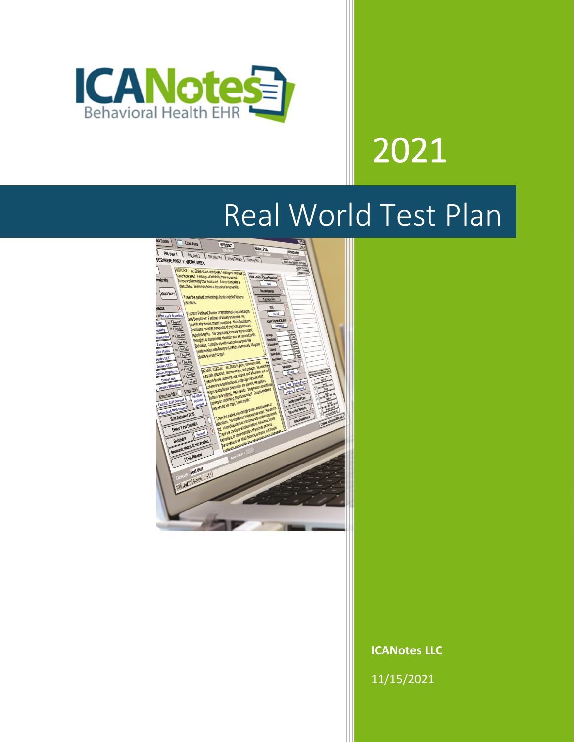ICANotes Behavioral Health EHR

2021

# Real World Test Plan

**ICANotes LLC**

11/15/2021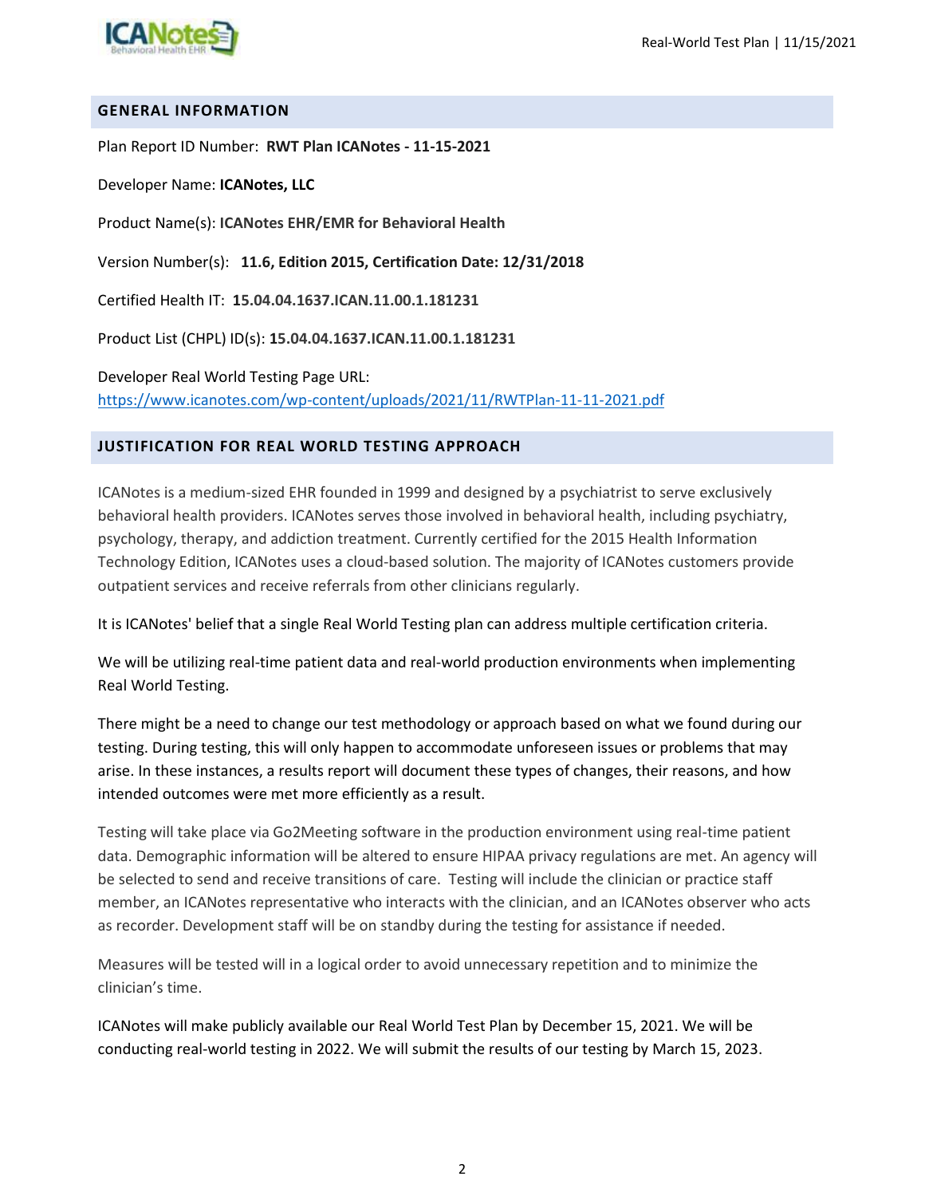## GENERAL INFORMATION

Plan Report ID Number: **RWT Plan ICANotes - 11-15-2021**

Developer Name: **ICANotes, LLC**

Product Name(s): **ICANotes EHR/EMR for Behavioral Health**

Version Number(s): **11.6, Edition 2015, Certification Date: 12/31/2018**

Certified Health IT: **15.04.04.1637.ICAN.11.00.1.181231**

Product List (CHPL) ID(s): **15.04.04.1637.ICAN.11.00.1.181231**

Developer Real World Testing Page URL:
https://www.icanotes.com/wp-content/uploads/2021/11/RWTPlan-11-11-2021.pdf

## JUSTIFICATION FOR REAL WORLD TESTING APPROACH

ICANotes is a medium-sized EHR founded in 1999 and designed by a psychiatrist to serve exclusively behavioral health providers. ICANotes serves those involved in behavioral health, including psychiatry, psychology, therapy, and addiction treatment. Currently certified for the 2015 Health Information Technology Edition, ICANotes uses a cloud-based solution. The majority of ICANotes customers provide outpatient services and receive referrals from other clinicians regularly.

It is ICANotes' belief that a single Real World Testing plan can address multiple certification criteria.

We will be utilizing real-time patient data and real-world production environments when implementing Real World Testing.

There might be a need to change our test methodology or approach based on what we found during our testing. During testing, this will only happen to accommodate unforeseen issues or problems that may arise. In these instances, a results report will document these types of changes, their reasons, and how intended outcomes were met more efficiently as a result.

Testing will take place via Go2Meeting software in the production environment using real-time patient data. Demographic information will be altered to ensure HIPAA privacy regulations are met. An agency will be selected to send and receive transitions of care. Testing will include the clinician or practice staff member, an ICANotes representative who interacts with the clinician, and an ICANotes observer who acts as recorder. Development staff will be on standby during the testing for assistance if needed.

Measures will be tested will in a logical order to avoid unnecessary repetition and to minimize the clinician's time.

ICANotes will make publicly available our Real World Test Plan by December 15, 2021. We will be conducting real-world testing in 2022. We will submit the results of our testing by March 15, 2023.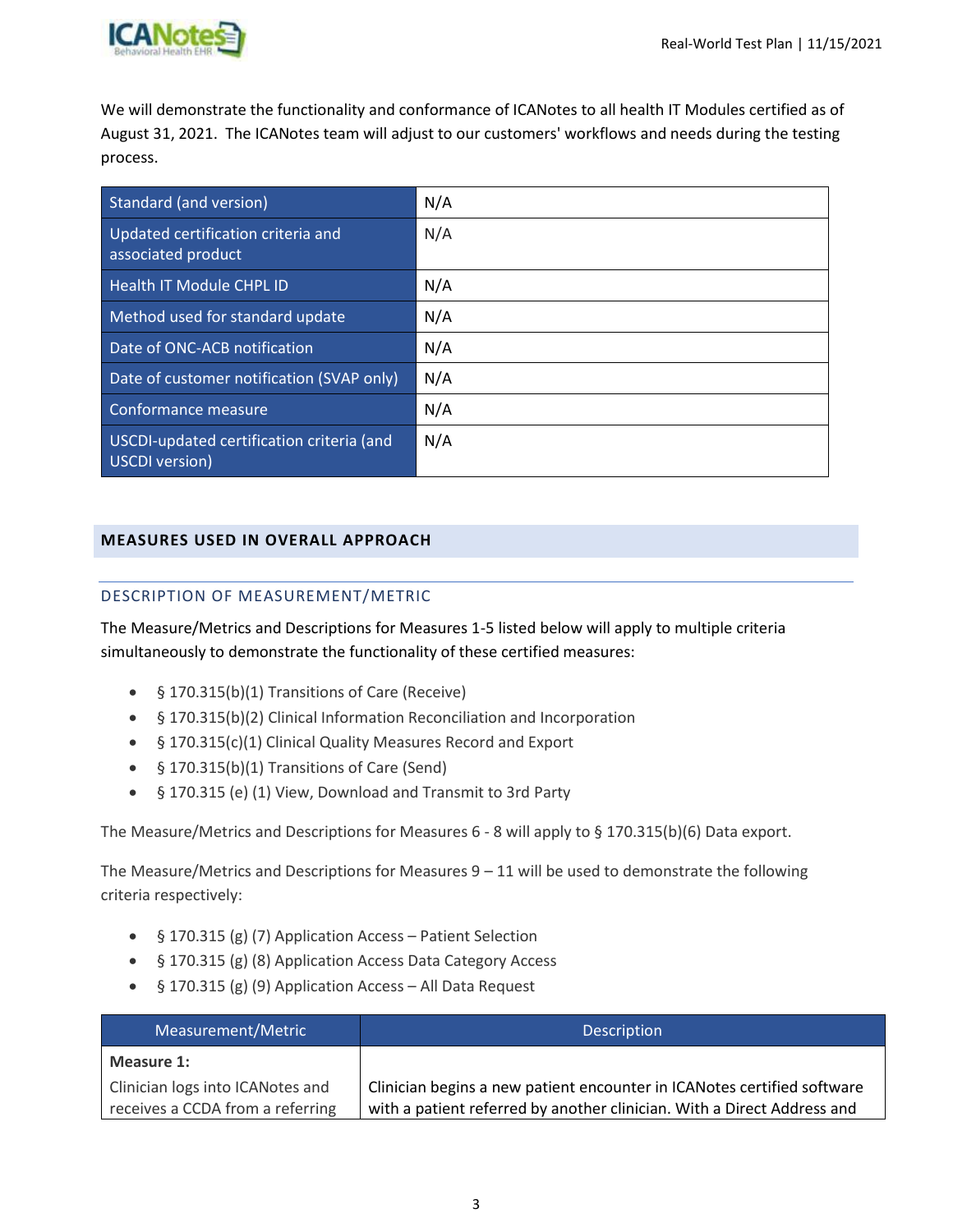We will demonstrate the functionality and conformance of ICANotes to all health IT Modules certified as of August 31, 2021. The ICANotes team will adjust to our customers' workflows and needs during the testing process.

| Standard (and version) | N/A |
|---|---|
| Updated certification criteria and associated product | N/A |
| Health IT Module CHPL ID | N/A |
| Method used for standard update | N/A |
| Date of ONC-ACB notification | N/A |
| Date of customer notification (SVAP only) | N/A |
| Conformance measure | N/A |
| USCDI-updated certification criteria (and USCDI version) | N/A |

## MEASURES USED IN OVERALL APPROACH

### DESCRIPTION OF MEASUREMENT/METRIC

The Measure/Metrics and Descriptions for Measures 1-5 listed below will apply to multiple criteria simultaneously to demonstrate the functionality of these certified measures:

- § 170.315(b)(1) Transitions of Care (Receive)
- § 170.315(b)(2) Clinical Information Reconciliation and Incorporation
- § 170.315(c)(1) Clinical Quality Measures Record and Export
- § 170.315(b)(1) Transitions of Care (Send)
- § 170.315 (e) (1) View, Download and Transmit to 3rd Party

The Measure/Metrics and Descriptions for Measures 6 - 8 will apply to § 170.315(b)(6) Data export.

The Measure/Metrics and Descriptions for Measures 9 – 11 will be used to demonstrate the following criteria respectively:

- § 170.315 (g) (7) Application Access – Patient Selection
- § 170.315 (g) (8) Application Access Data Category Access
- § 170.315 (g) (9) Application Access – All Data Request

| Measurement/Metric | Description |
|---|---|
| **Measure 1:** Clinician logs into ICANotes and receives a CCDA from a referring | Clinician begins a new patient encounter in ICANotes certified software with a patient referred by another clinician. With a Direct Address and |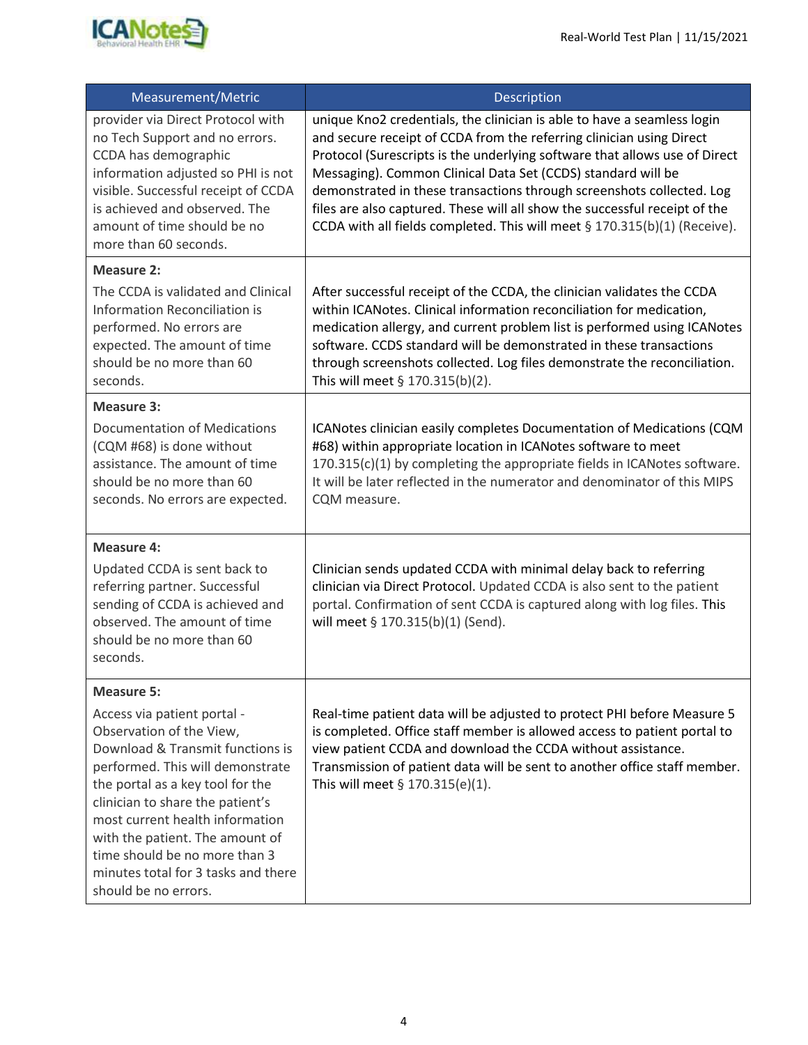| Measurement/Metric | Description |
|---|---|
| provider via Direct Protocol with no Tech Support and no errors. CCDA has demographic information adjusted so PHI is not visible. Successful receipt of CCDA is achieved and observed. The amount of time should be no more than 60 seconds. | unique Kno2 credentials, the clinician is able to have a seamless login and secure receipt of CCDA from the referring clinician using Direct Protocol (Surescripts is the underlying software that allows use of Direct Messaging). Common Clinical Data Set (CCDS) standard will be demonstrated in these transactions through screenshots collected. Log files are also captured. These will all show the successful receipt of the CCDA with all fields completed. This will meet § 170.315(b)(1) (Receive). |
| **Measure 2:**<br>The CCDA is validated and Clinical Information Reconciliation is performed. No errors are expected. The amount of time should be no more than 60 seconds. | After successful receipt of the CCDA, the clinician validates the CCDA within ICANotes. Clinical information reconciliation for medication, medication allergy, and current problem list is performed using ICANotes software. CCDS standard will be demonstrated in these transactions through screenshots collected. Log files demonstrate the reconciliation. This will meet § 170.315(b)(2). |
| **Measure 3:**<br>Documentation of Medications (CQM #68) is done without assistance. The amount of time should be no more than 60 seconds. No errors are expected. | ICANotes clinician easily completes Documentation of Medications (CQM #68) within appropriate location in ICANotes software to meet 170.315(c)(1) by completing the appropriate fields in ICANotes software. It will be later reflected in the numerator and denominator of this MIPS CQM measure. |
| **Measure 4:**<br>Updated CCDA is sent back to referring partner. Successful sending of CCDA is achieved and observed. The amount of time should be no more than 60 seconds. | Clinician sends updated CCDA with minimal delay back to referring clinician via Direct Protocol. Updated CCDA is also sent to the patient portal. Confirmation of sent CCDA is captured along with log files. This will meet § 170.315(b)(1) (Send). |
| **Measure 5:**<br>Access via patient portal - Observation of the View, Download & Transmit functions is performed. This will demonstrate the portal as a key tool for the clinician to share the patient's most current health information with the patient. The amount of time should be no more than 3 minutes total for 3 tasks and there should be no errors. | Real-time patient data will be adjusted to protect PHI before Measure 5 is completed. Office staff member is allowed access to patient portal to view patient CCDA and download the CCDA without assistance. Transmission of patient data will be sent to another office staff member. This will meet § 170.315(e)(1). |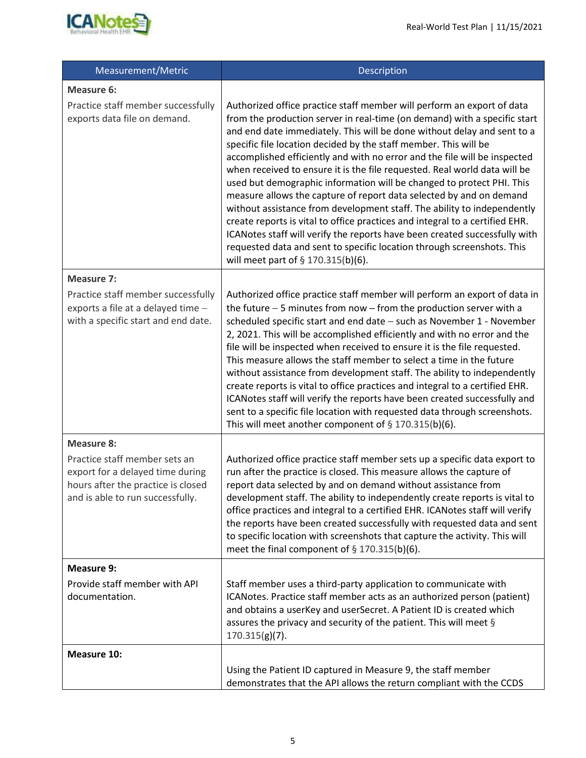| Measurement/Metric | Description |
|---|---|
| **Measure 6:**<br>Practice staff member successfully exports data file on demand. | Authorized office practice staff member will perform an export of data from the production server in real-time (on demand) with a specific start and end date immediately. This will be done without delay and sent to a specific file location decided by the staff member. This will be accomplished efficiently and with no error and the file will be inspected when received to ensure it is the file requested. Real world data will be used but demographic information will be changed to protect PHI. This measure allows the capture of report data selected by and on demand without assistance from development staff. The ability to independently create reports is vital to office practices and integral to a certified EHR. ICANotes staff will verify the reports have been created successfully with requested data and sent to specific location through screenshots. This will meet part of § 170.315(b)(6). |
| **Measure 7:**<br>Practice staff member successfully exports a file at a delayed time – with a specific start and end date. | Authorized office practice staff member will perform an export of data in the future – 5 minutes from now – from the production server with a scheduled specific start and end date – such as November 1 - November 2, 2021. This will be accomplished efficiently and with no error and the file will be inspected when received to ensure it is the file requested. This measure allows the staff member to select a time in the future without assistance from development staff. The ability to independently create reports is vital to office practices and integral to a certified EHR. ICANotes staff will verify the reports have been created successfully and sent to a specific file location with requested data through screenshots. This will meet another component of § 170.315(b)(6). |
| **Measure 8:**<br>Practice staff member sets an export for a delayed time during hours after the practice is closed and is able to run successfully. | Authorized office practice staff member sets up a specific data export to run after the practice is closed. This measure allows the capture of report data selected by and on demand without assistance from development staff. The ability to independently create reports is vital to office practices and integral to a certified EHR. ICANotes staff will verify the reports have been created successfully with requested data and sent to specific location with screenshots that capture the activity. This will meet the final component of § 170.315(b)(6). |
| **Measure 9:**<br>Provide staff member with API documentation. | Staff member uses a third-party application to communicate with ICANotes. Practice staff member acts as an authorized person (patient) and obtains a userKey and userSecret. A Patient ID is created which assures the privacy and security of the patient. This will meet § 170.315(g)(7). |
| **Measure 10:** | Using the Patient ID captured in Measure 9, the staff member demonstrates that the API allows the return compliant with the CCDS |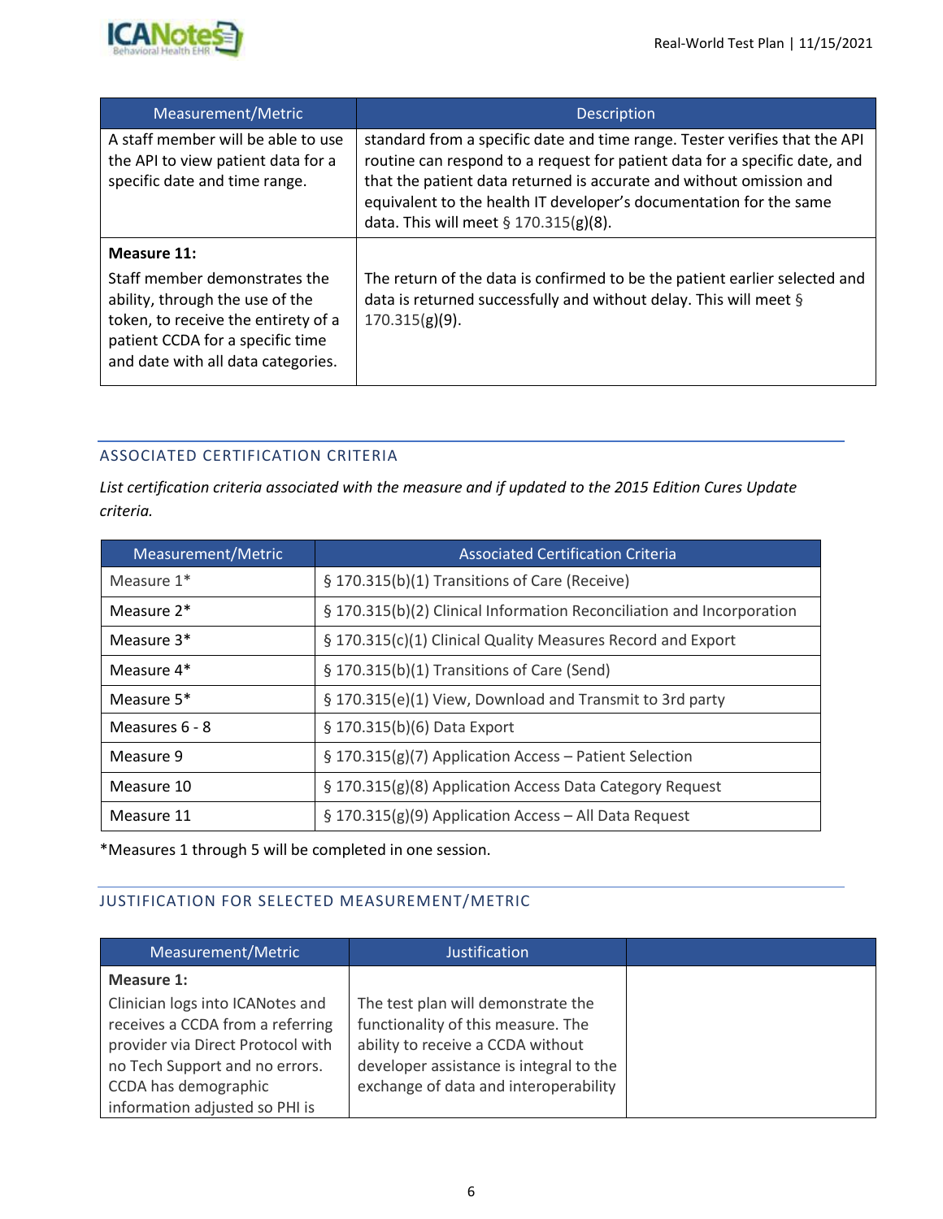| Measurement/Metric | Description |
| --- | --- |
| A staff member will be able to use the API to view patient data for a specific date and time range. | standard from a specific date and time range. Tester verifies that the API routine can respond to a request for patient data for a specific date, and that the patient data returned is accurate and without omission and equivalent to the health IT developer's documentation for the same data. This will meet § 170.315(g)(8). |
| **Measure 11:** Staff member demonstrates the ability, through the use of the token, to receive the entirety of a patient CCDA for a specific time and date with all data categories. | The return of the data is confirmed to be the patient earlier selected and data is returned successfully and without delay. This will meet § 170.315(g)(9). |

## ASSOCIATED CERTIFICATION CRITERIA

*List certification criteria associated with the measure and if updated to the 2015 Edition Cures Update criteria.*

| Measurement/Metric | Associated Certification Criteria |
| --- | --- |
| Measure 1* | § 170.315(b)(1) Transitions of Care (Receive) |
| Measure 2* | § 170.315(b)(2) Clinical Information Reconciliation and Incorporation |
| Measure 3* | § 170.315(c)(1) Clinical Quality Measures Record and Export |
| Measure 4* | § 170.315(b)(1) Transitions of Care (Send) |
| Measure 5* | § 170.315(e)(1) View, Download and Transmit to 3rd party |
| Measures 6 - 8 | § 170.315(b)(6) Data Export |
| Measure 9 | § 170.315(g)(7) Application Access – Patient Selection |
| Measure 10 | § 170.315(g)(8) Application Access Data Category Request |
| Measure 11 | § 170.315(g)(9) Application Access – All Data Request |

*Measures 1 through 5 will be completed in one session.

## JUSTIFICATION FOR SELECTED MEASUREMENT/METRIC

| Measurement/Metric | Justification | |
| --- | --- | --- |
| **Measure 1:** Clinician logs into ICANotes and receives a CCDA from a referring provider via Direct Protocol with no Tech Support and no errors. CCDA has demographic information adjusted so PHI is | The test plan will demonstrate the functionality of this measure. The ability to receive a CCDA without developer assistance is integral to the exchange of data and interoperability | |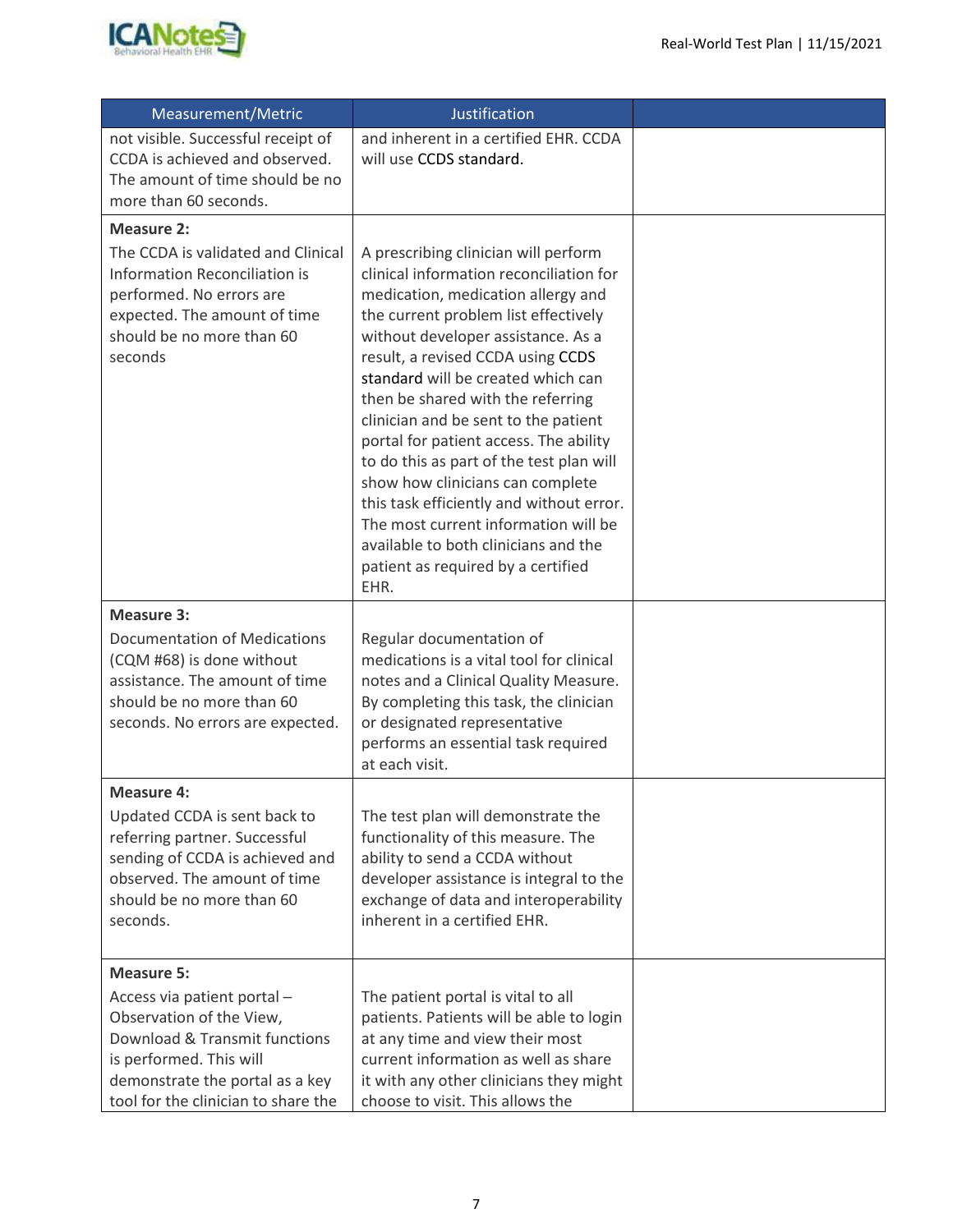| Measurement/Metric | Justification | |
|---|---|---|
| not visible. Successful receipt of CCDA is achieved and observed. The amount of time should be no more than 60 seconds. | and inherent in a certified EHR. CCDA will use CCDS standard. | |
| **Measure 2:** The CCDA is validated and Clinical Information Reconciliation is performed. No errors are expected. The amount of time should be no more than 60 seconds | A prescribing clinician will perform clinical information reconciliation for medication, medication allergy and the current problem list effectively without developer assistance. As a result, a revised CCDA using CCDS standard will be created which can then be shared with the referring clinician and be sent to the patient portal for patient access. The ability to do this as part of the test plan will show how clinicians can complete this task efficiently and without error. The most current information will be available to both clinicians and the patient as required by a certified EHR. | |
| **Measure 3:** Documentation of Medications (CQM #68) is done without assistance. The amount of time should be no more than 60 seconds. No errors are expected. | Regular documentation of medications is a vital tool for clinical notes and a Clinical Quality Measure. By completing this task, the clinician or designated representative performs an essential task required at each visit. | |
| **Measure 4:** Updated CCDA is sent back to referring partner. Successful sending of CCDA is achieved and observed. The amount of time should be no more than 60 seconds. | The test plan will demonstrate the functionality of this measure. The ability to send a CCDA without developer assistance is integral to the exchange of data and interoperability inherent in a certified EHR. | |
| **Measure 5:** Access via patient portal – Observation of the View, Download & Transmit functions is performed. This will demonstrate the portal as a key tool for the clinician to share the | The patient portal is vital to all patients. Patients will be able to login at any time and view their most current information as well as share it with any other clinicians they might choose to visit. This allows the | |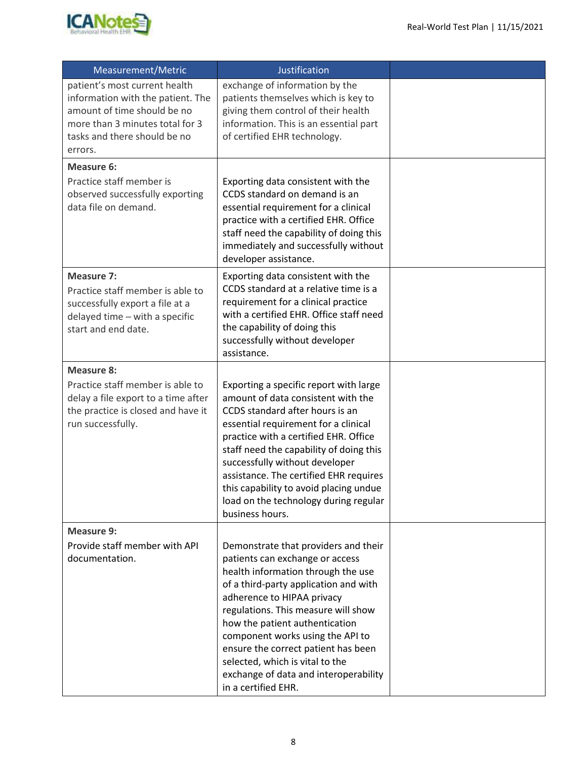| Measurement/Metric | Justification | |
|---|---|---|
| patient's most current health information with the patient. The amount of time should be no more than 3 minutes total for 3 tasks and there should be no errors. | exchange of information by the patients themselves which is key to giving them control of their health information. This is an essential part of certified EHR technology. | |
| **Measure 6:** Practice staff member is observed successfully exporting data file on demand. | Exporting data consistent with the CCDS standard on demand is an essential requirement for a clinical practice with a certified EHR. Office staff need the capability of doing this immediately and successfully without developer assistance. | |
| **Measure 7:** Practice staff member is able to successfully export a file at a delayed time – with a specific start and end date. | Exporting data consistent with the CCDS standard at a relative time is a requirement for a clinical practice with a certified EHR. Office staff need the capability of doing this successfully without developer assistance. | |
| **Measure 8:** Practice staff member is able to delay a file export to a time after the practice is closed and have it run successfully. | Exporting a specific report with large amount of data consistent with the CCDS standard after hours is an essential requirement for a clinical practice with a certified EHR. Office staff need the capability of doing this successfully without developer assistance. The certified EHR requires this capability to avoid placing undue load on the technology during regular business hours. | |
| **Measure 9:** Provide staff member with API documentation. | Demonstrate that providers and their patients can exchange or access health information through the use of a third-party application and with adherence to HIPAA privacy regulations. This measure will show how the patient authentication component works using the API to ensure the correct patient has been selected, which is vital to the exchange of data and interoperability in a certified EHR. | |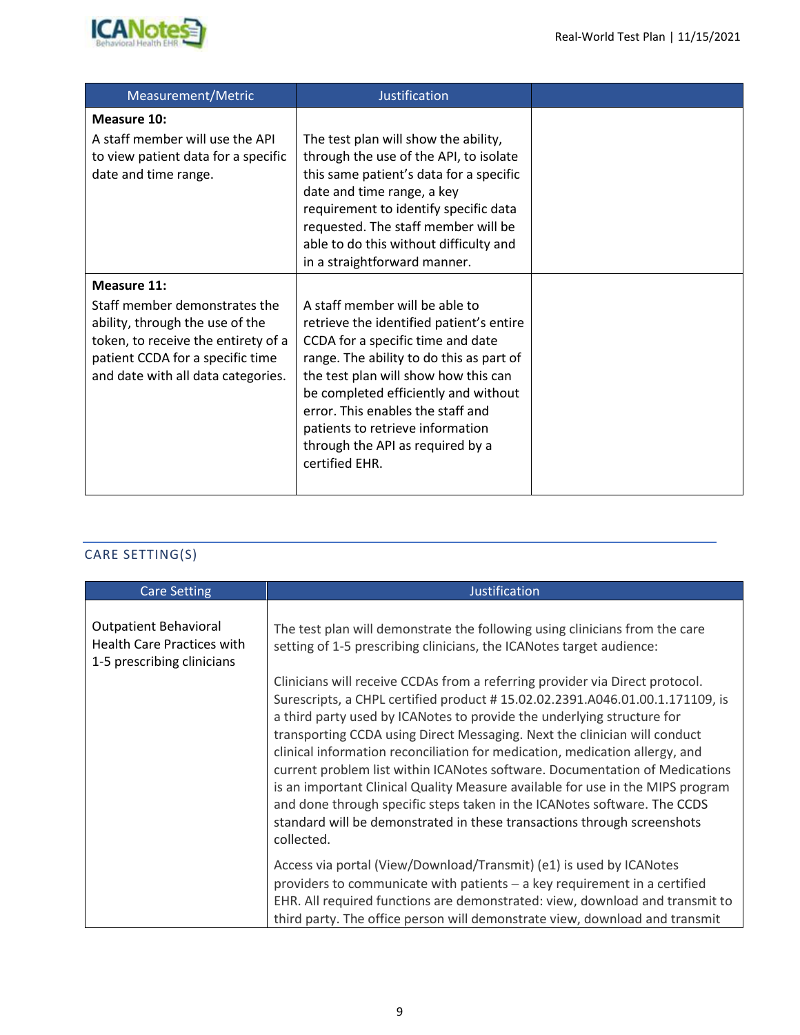| Measurement/Metric | Justification | |
|---|---|---|
| **Measure 10:** A staff member will use the API to view patient data for a specific date and time range. | The test plan will show the ability, through the use of the API, to isolate this same patient's data for a specific date and time range, a key requirement to identify specific data requested. The staff member will be able to do this without difficulty and in a straightforward manner. | |
| **Measure 11:** Staff member demonstrates the ability, through the use of the token, to receive the entirety of a patient CCDA for a specific time and date with all data categories. | A staff member will be able to retrieve the identified patient's entire CCDA for a specific time and date range. The ability to do this as part of the test plan will show how this can be completed efficiently and without error. This enables the staff and patients to retrieve information through the API as required by a certified EHR. | |

## CARE SETTING(S)

| Care Setting | Justification |
|---|---|
| Outpatient Behavioral Health Care Practices with 1-5 prescribing clinicians | The test plan will demonstrate the following using clinicians from the care setting of 1-5 prescribing clinicians, the ICANotes target audience:<br><br>Clinicians will receive CCDAs from a referring provider via Direct protocol. Surescripts, a CHPL certified product # 15.02.02.2391.A046.01.00.1.171109, is a third party used by ICANotes to provide the underlying structure for transporting CCDA using Direct Messaging. Next the clinician will conduct clinical information reconciliation for medication, medication allergy, and current problem list within ICANotes software. Documentation of Medications is an important Clinical Quality Measure available for use in the MIPS program and done through specific steps taken in the ICANotes software. The CCDS standard will be demonstrated in these transactions through screenshots collected.<br><br>Access via portal (View/Download/Transmit) (e1) is used by ICANotes providers to communicate with patients – a key requirement in a certified EHR. All required functions are demonstrated: view, download and transmit to third party. The office person will demonstrate view, download and transmit |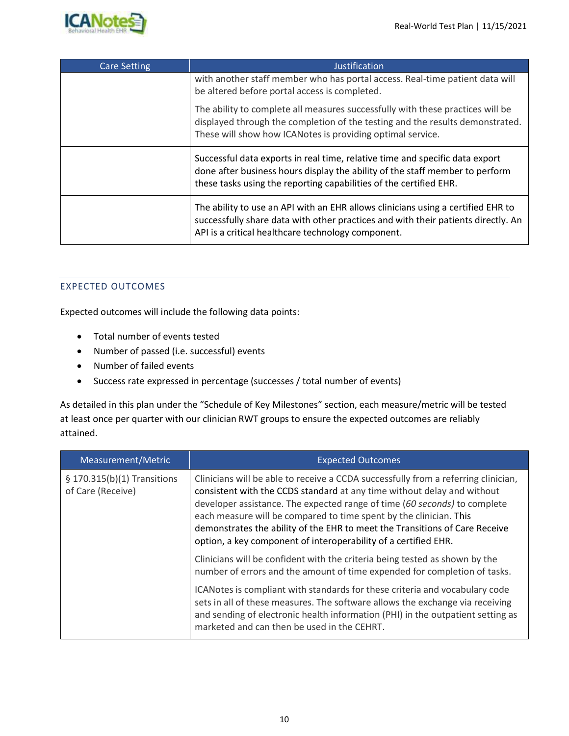| Care Setting | Justification |
|---|---|
| | with another staff member who has portal access. Real-time patient data will be altered before portal access is completed.<br><br>The ability to complete all measures successfully with these practices will be displayed through the completion of the testing and the results demonstrated. These will show how ICANotes is providing optimal service. |
| | Successful data exports in real time, relative time and specific data export done after business hours display the ability of the staff member to perform these tasks using the reporting capabilities of the certified EHR. |
| | The ability to use an API with an EHR allows clinicians using a certified EHR to successfully share data with other practices and with their patients directly. An API is a critical healthcare technology component. |

## EXPECTED OUTCOMES

Expected outcomes will include the following data points:

- Total number of events tested
- Number of passed (i.e. successful) events
- Number of failed events
- Success rate expressed in percentage (successes / total number of events)

As detailed in this plan under the "Schedule of Key Milestones" section, each measure/metric will be tested at least once per quarter with our clinician RWT groups to ensure the expected outcomes are reliably attained.

| Measurement/Metric | Expected Outcomes |
|---|---|
| § 170.315(b)(1) Transitions of Care (Receive) | Clinicians will be able to receive a CCDA successfully from a referring clinician, consistent with the CCDS standard at any time without delay and without developer assistance. The expected range of time (*60 seconds)* to complete each measure will be compared to time spent by the clinician. This demonstrates the ability of the EHR to meet the Transitions of Care Receive option, a key component of interoperability of a certified EHR.<br><br>Clinicians will be confident with the criteria being tested as shown by the number of errors and the amount of time expended for completion of tasks.<br><br>ICANotes is compliant with standards for these criteria and vocabulary code sets in all of these measures. The software allows the exchange via receiving and sending of electronic health information (PHI) in the outpatient setting as marketed and can then be used in the CEHRT. |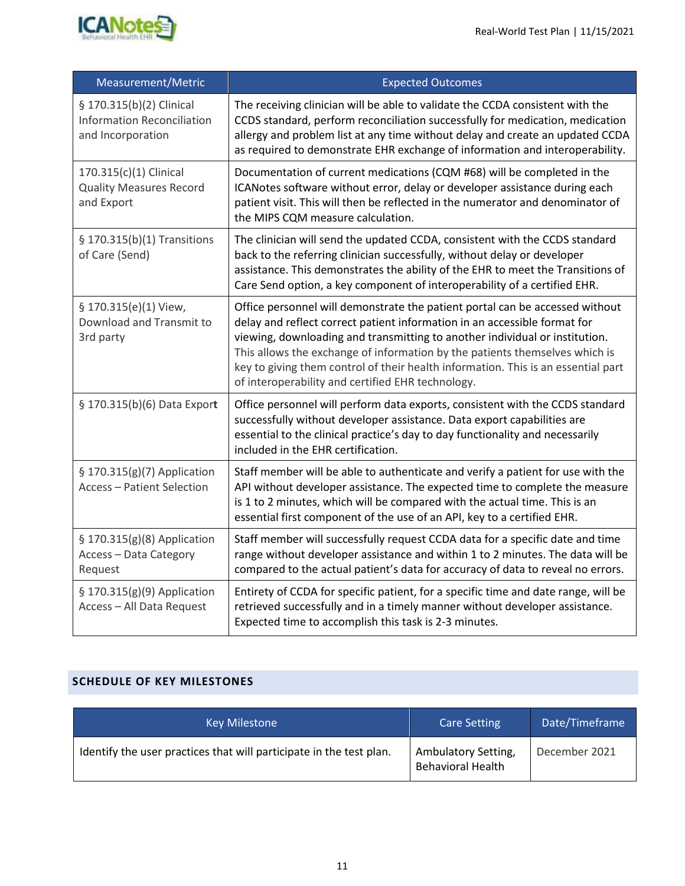| Measurement/Metric | Expected Outcomes |
|---|---|
| § 170.315(b)(2) Clinical Information Reconciliation and Incorporation | The receiving clinician will be able to validate the CCDA consistent with the CCDS standard, perform reconciliation successfully for medication, medication allergy and problem list at any time without delay and create an updated CCDA as required to demonstrate EHR exchange of information and interoperability. |
| 170.315(c)(1) Clinical Quality Measures Record and Export | Documentation of current medications (CQM #68) will be completed in the ICANotes software without error, delay or developer assistance during each patient visit. This will then be reflected in the numerator and denominator of the MIPS CQM measure calculation. |
| § 170.315(b)(1) Transitions of Care (Send) | The clinician will send the updated CCDA, consistent with the CCDS standard back to the referring clinician successfully, without delay or developer assistance. This demonstrates the ability of the EHR to meet the Transitions of Care Send option, a key component of interoperability of a certified EHR. |
| § 170.315(e)(1) View, Download and Transmit to 3rd party | Office personnel will demonstrate the patient portal can be accessed without delay and reflect correct patient information in an accessible format for viewing, downloading and transmitting to another individual or institution. This allows the exchange of information by the patients themselves which is key to giving them control of their health information. This is an essential part of interoperability and certified EHR technology. |
| § 170.315(b)(6) Data Export | Office personnel will perform data exports, consistent with the CCDS standard successfully without developer assistance. Data export capabilities are essential to the clinical practice's day to day functionality and necessarily included in the EHR certification. |
| § 170.315(g)(7) Application Access – Patient Selection | Staff member will be able to authenticate and verify a patient for use with the API without developer assistance. The expected time to complete the measure is 1 to 2 minutes, which will be compared with the actual time. This is an essential first component of the use of an API, key to a certified EHR. |
| § 170.315(g)(8) Application Access – Data Category Request | Staff member will successfully request CCDA data for a specific date and time range without developer assistance and within 1 to 2 minutes. The data will be compared to the actual patient's data for accuracy of data to reveal no errors. |
| § 170.315(g)(9) Application Access – All Data Request | Entirety of CCDA for specific patient, for a specific time and date range, will be retrieved successfully and in a timely manner without developer assistance. Expected time to accomplish this task is 2-3 minutes. |

## SCHEDULE OF KEY MILESTONES

| Key Milestone | Care Setting | Date/Timeframe |
|---|---|---|
| Identify the user practices that will participate in the test plan. | Ambulatory Setting, Behavioral Health | December 2021 |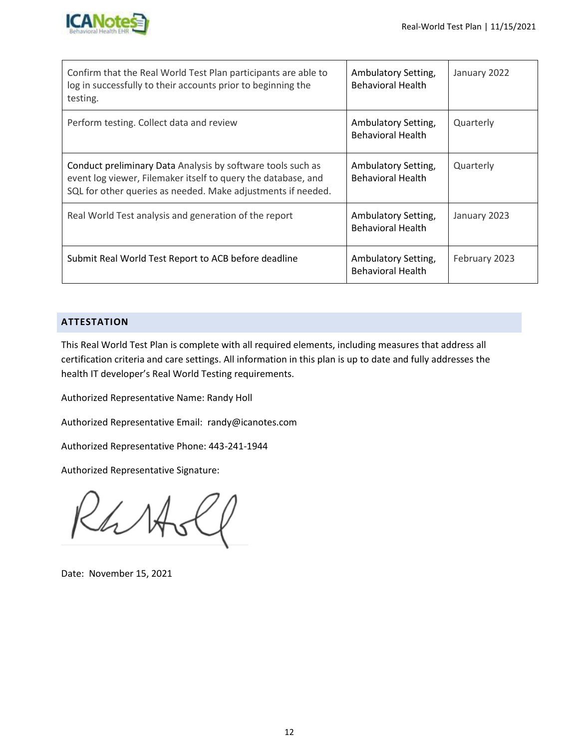| | | |
|---|---|---|
| Confirm that the Real World Test Plan participants are able to log in successfully to their accounts prior to beginning the testing. | Ambulatory Setting, Behavioral Health | January 2022 |
| Perform testing. Collect data and review | Ambulatory Setting, Behavioral Health | Quarterly |
| Conduct preliminary Data Analysis by software tools such as event log viewer, Filemaker itself to query the database, and SQL for other queries as needed. Make adjustments if needed. | Ambulatory Setting, Behavioral Health | Quarterly |
| Real World Test analysis and generation of the report | Ambulatory Setting, Behavioral Health | January 2023 |
| Submit Real World Test Report to ACB before deadline | Ambulatory Setting, Behavioral Health | February 2023 |

## ATTESTATION

This Real World Test Plan is complete with all required elements, including measures that address all certification criteria and care settings. All information in this plan is up to date and fully addresses the health IT developer's Real World Testing requirements.

Authorized Representative Name: Randy Holl

Authorized Representative Email: randy@icanotes.com

Authorized Representative Phone: 443-241-1944

Authorized Representative Signature:

Date: November 15, 2021